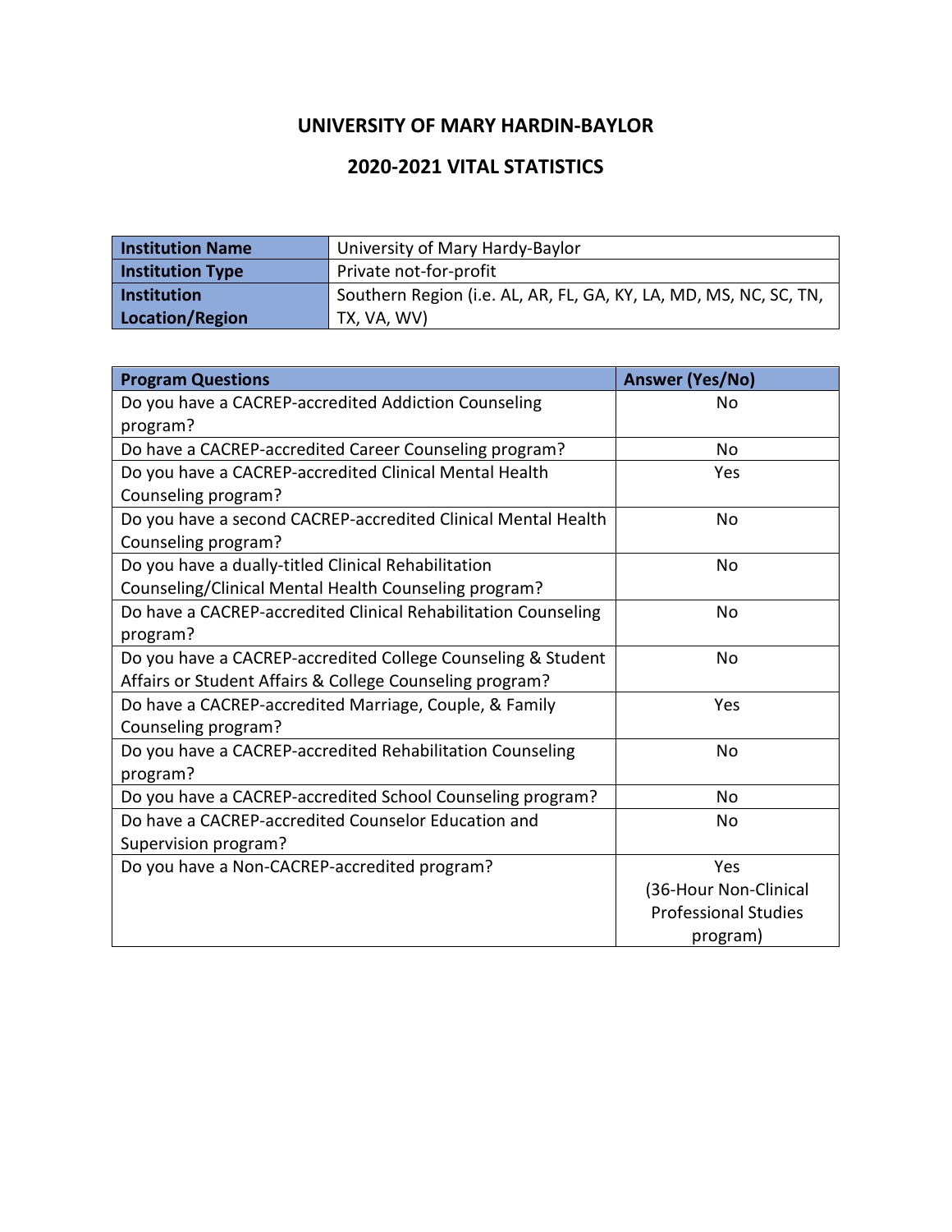# UNIVERSITY OF MARY HARDIN-BAYLOR

## 2020-2021 VITAL STATISTICS

| Institution Name | University of Mary Hardy-Baylor |
|---|---|
| Institution Type | Private not-for-profit |
| Institution Location/Region | Southern Region (i.e. AL, AR, FL, GA, KY, LA, MD, MS, NC, SC, TN, TX, VA, WV) |

| Program Questions | Answer (Yes/No) |
|---|---|
| Do you have a CACREP-accredited Addiction Counseling program? | No |
| Do have a CACREP-accredited Career Counseling program? | No |
| Do you have a CACREP-accredited Clinical Mental Health Counseling program? | Yes |
| Do you have a second CACREP-accredited Clinical Mental Health Counseling program? | No |
| Do you have a dually-titled Clinical Rehabilitation Counseling/Clinical Mental Health Counseling program? | No |
| Do have a CACREP-accredited Clinical Rehabilitation Counseling program? | No |
| Do you have a CACREP-accredited College Counseling & Student Affairs or Student Affairs & College Counseling program? | No |
| Do have a CACREP-accredited Marriage, Couple, & Family Counseling program? | Yes |
| Do you have a CACREP-accredited Rehabilitation Counseling program? | No |
| Do you have a CACREP-accredited School Counseling program? | No |
| Do have a CACREP-accredited Counselor Education and Supervision program? | No |
| Do you have a Non-CACREP-accredited program? | Yes (36-Hour Non-Clinical Professional Studies program) |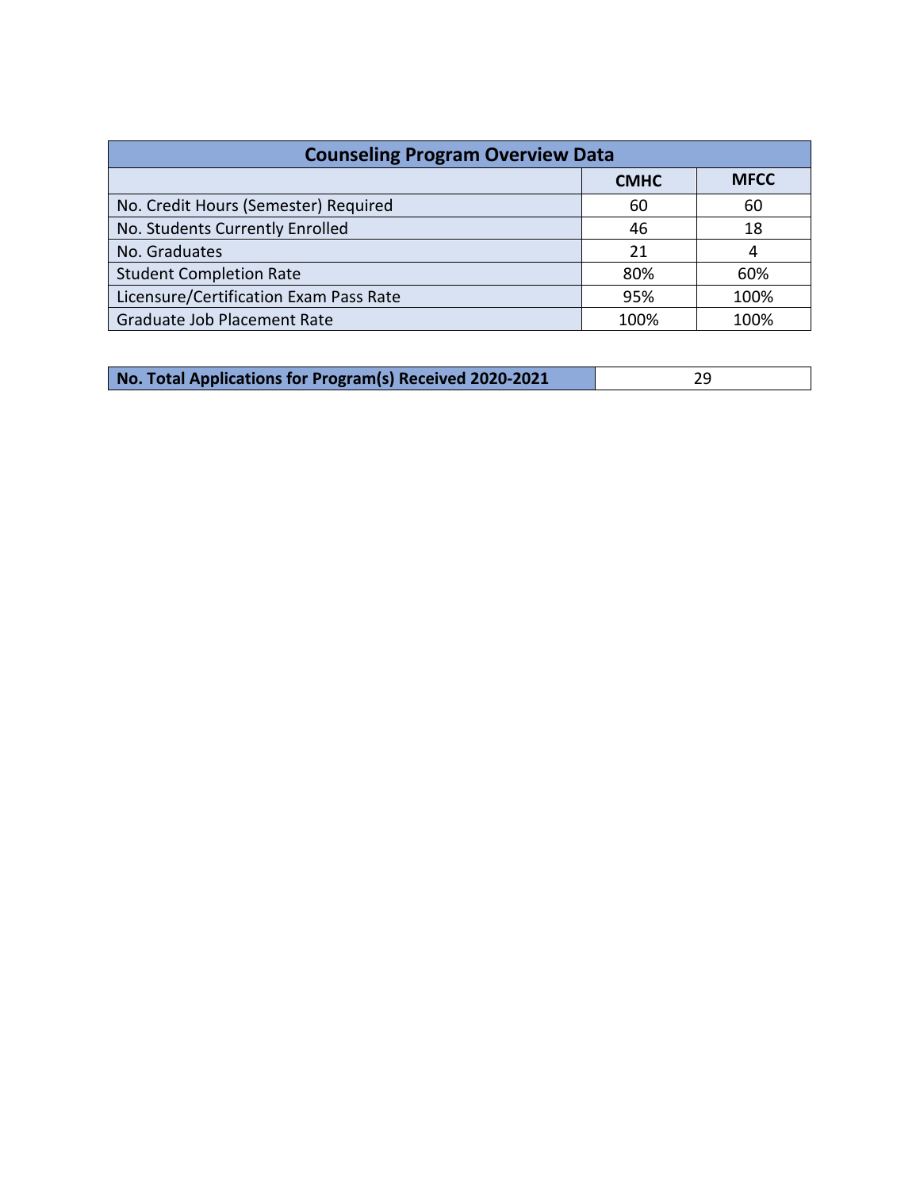| Counseling Program Overview Data | | |
|---|---|---|
| | **CMHC** | **MFCC** |
| No. Credit Hours (Semester) Required | 60 | 60 |
| No. Students Currently Enrolled | 46 | 18 |
| No. Graduates | 21 | 4 |
| Student Completion Rate | 80% | 60% |
| Licensure/Certification Exam Pass Rate | 95% | 100% |
| Graduate Job Placement Rate | 100% | 100% |

| **No. Total Applications for Program(s) Received 2020-2021** | 29 |
|---|---|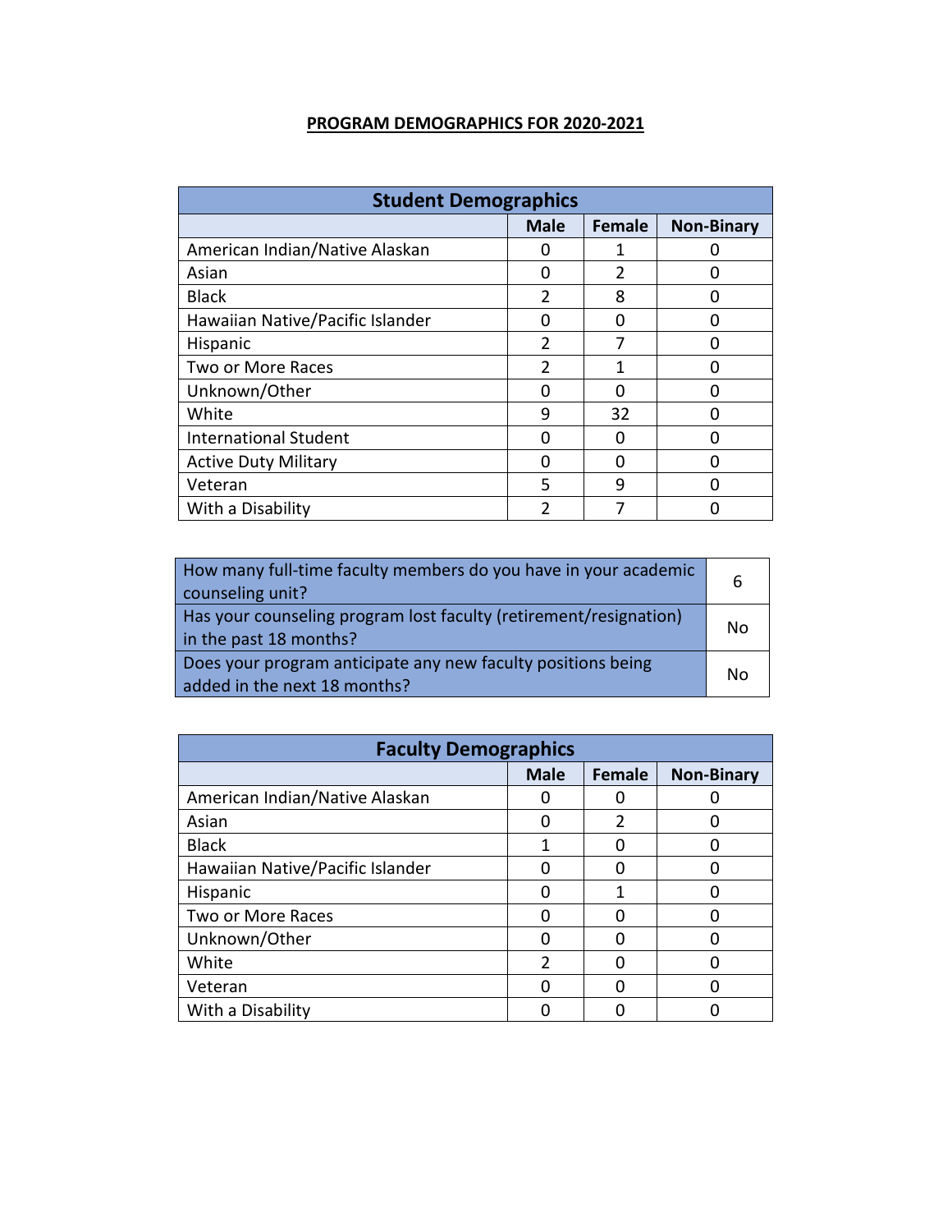**PROGRAM DEMOGRAPHICS FOR 2020-2021**

| Student Demographics | | | |
|---|---|---|---|
| | **Male** | **Female** | **Non-Binary** |
| American Indian/Native Alaskan | 0 | 1 | 0 |
| Asian | 0 | 2 | 0 |
| Black | 2 | 8 | 0 |
| Hawaiian Native/Pacific Islander | 0 | 0 | 0 |
| Hispanic | 2 | 7 | 0 |
| Two or More Races | 2 | 1 | 0 |
| Unknown/Other | 0 | 0 | 0 |
| White | 9 | 32 | 0 |
| International Student | 0 | 0 | 0 |
| Active Duty Military | 0 | 0 | 0 |
| Veteran | 5 | 9 | 0 |
| With a Disability | 2 | 7 | 0 |

| | |
|---|---|
| How many full-time faculty members do you have in your academic counseling unit? | 6 |
| Has your counseling program lost faculty (retirement/resignation) in the past 18 months? | No |
| Does your program anticipate any new faculty positions being added in the next 18 months? | No |

| Faculty Demographics | | | |
|---|---|---|---|
| | **Male** | **Female** | **Non-Binary** |
| American Indian/Native Alaskan | 0 | 0 | 0 |
| Asian | 0 | 2 | 0 |
| Black | 1 | 0 | 0 |
| Hawaiian Native/Pacific Islander | 0 | 0 | 0 |
| Hispanic | 0 | 1 | 0 |
| Two or More Races | 0 | 0 | 0 |
| Unknown/Other | 0 | 0 | 0 |
| White | 2 | 0 | 0 |
| Veteran | 0 | 0 | 0 |
| With a Disability | 0 | 0 | 0 |